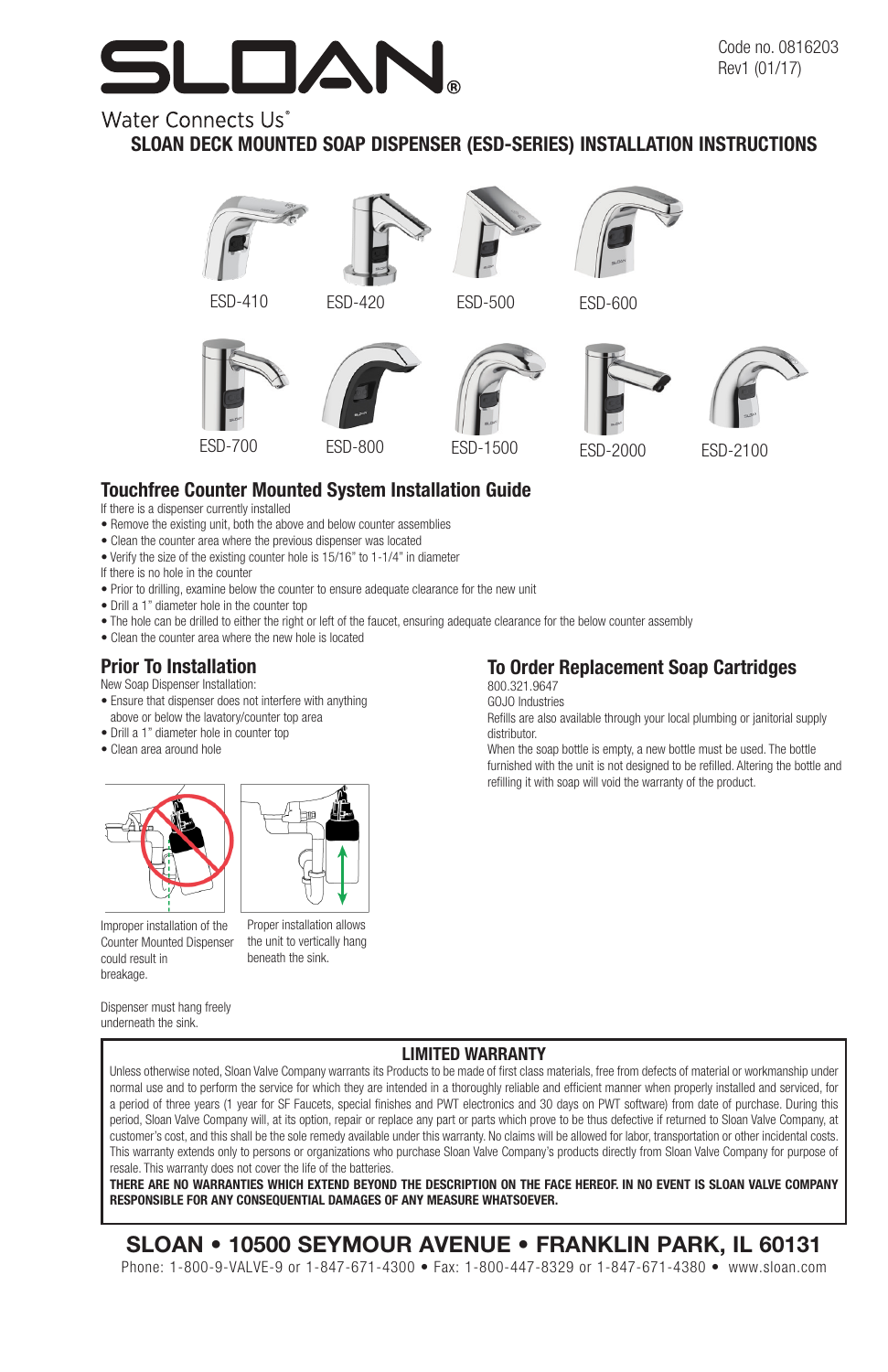SLOAN®

Water Connects Us®

Code no. 0816203
Rev1 (01/17)

# SLOAN DECK MOUNTED SOAP DISPENSER (ESD-SERIES) INSTALLATION INSTRUCTIONS

ESD-410 ESD-420 ESD-500 ESD-600

ESD-700 ESD-800 ESD-1500 ESD-2000 ESD-2100

## Touchfree Counter Mounted System Installation Guide

If there is a dispenser currently installed

- Remove the existing unit, both the above and below counter assemblies
- Clean the counter area where the previous dispenser was located
- Verify the size of the existing counter hole is 15/16" to 1-1/4" in diameter

If there is no hole in the counter

- Prior to drilling, examine below the counter to ensure adequate clearance for the new unit
- Drill a 1" diameter hole in the counter top
- The hole can be drilled to either the right or left of the faucet, ensuring adequate clearance for the below counter assembly
- Clean the counter area where the new hole is located

## Prior To Installation

New Soap Dispenser Installation:

- Ensure that dispenser does not interfere with anything above or below the lavatory/counter top area
- Drill a 1" diameter hole in counter top
- Clean area around hole

Improper installation of the Counter Mounted Dispenser could result in breakage.

Proper installation allows the unit to vertically hang beneath the sink.

Dispenser must hang freely underneath the sink.

## To Order Replacement Soap Cartridges

800.321.9647
GOJO Industries
Refills are also available through your local plumbing or janitorial supply distributor.
When the soap bottle is empty, a new bottle must be used. The bottle furnished with the unit is not designed to be refilled. Altering the bottle and refilling it with soap will void the warranty of the product.

## LIMITED WARRANTY

Unless otherwise noted, Sloan Valve Company warrants its Products to be made of first class materials, free from defects of material or workmanship under normal use and to perform the service for which they are intended in a thoroughly reliable and efficient manner when properly installed and serviced, for a period of three years (1 year for SF Faucets, special finishes and PWT electronics and 30 days on PWT software) from date of purchase. During this period, Sloan Valve Company will, at its option, repair or replace any part or parts which prove to be thus defective if returned to Sloan Valve Company, at customer's cost, and this shall be the sole remedy available under this warranty. No claims will be allowed for labor, transportation or other incidental costs. This warranty extends only to persons or organizations who purchase Sloan Valve Company's products directly from Sloan Valve Company for purpose of resale. This warranty does not cover the life of the batteries.

**THERE ARE NO WARRANTIES WHICH EXTEND BEYOND THE DESCRIPTION ON THE FACE HEREOF. IN NO EVENT IS SLOAN VALVE COMPANY RESPONSIBLE FOR ANY CONSEQUENTIAL DAMAGES OF ANY MEASURE WHATSOEVER.**

**SLOAN • 10500 SEYMOUR AVENUE • FRANKLIN PARK, IL 60131**

Phone: 1-800-9-VALVE-9 or 1-847-671-4300 • Fax: 1-800-447-8329 or 1-847-671-4380 • www.sloan.com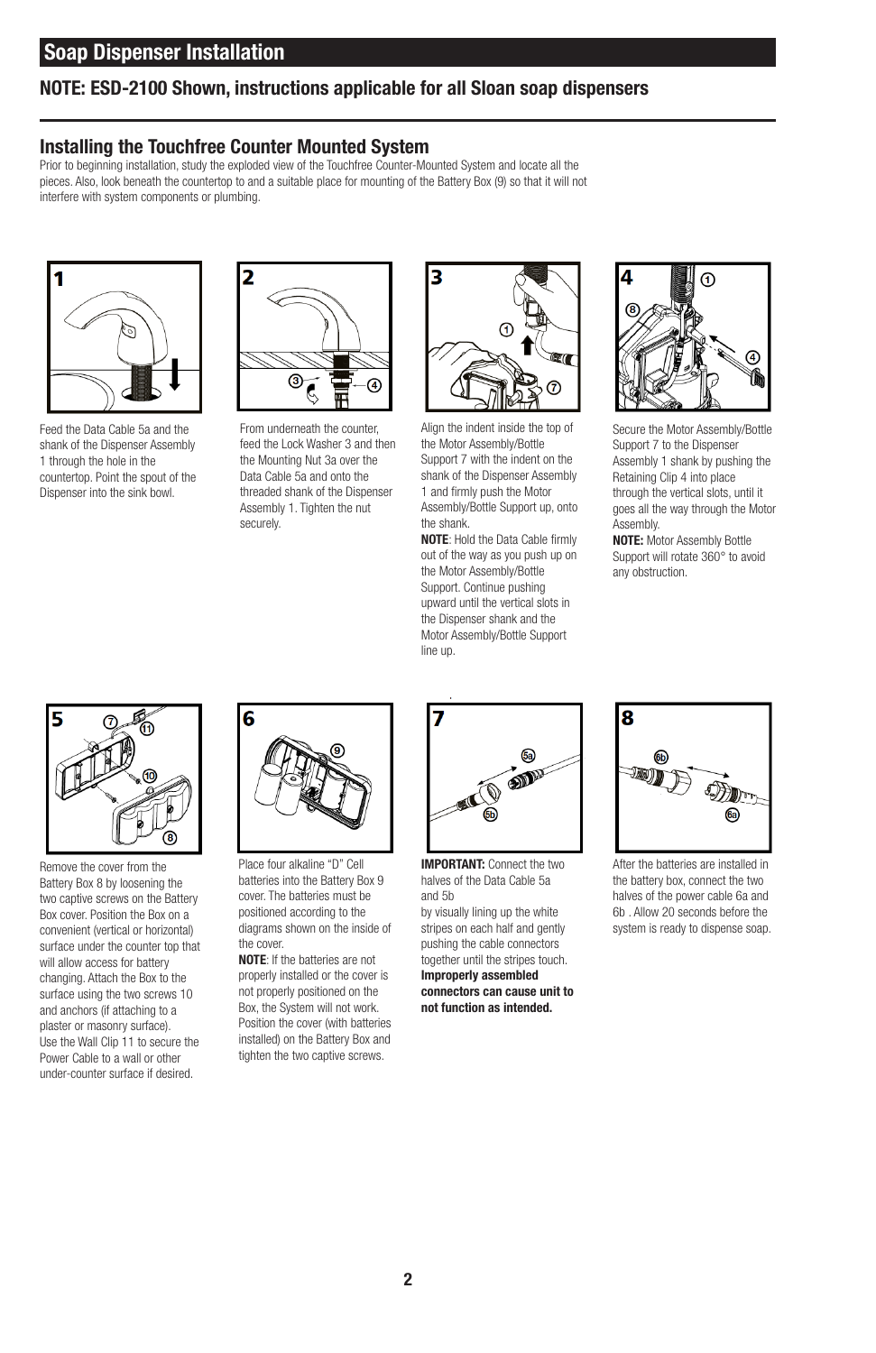## Soap Dispenser Installation

### NOTE: ESD-2100 Shown, instructions applicable for all Sloan soap dispensers

### Installing the Touchfree Counter Mounted System

Prior to beginning installation, study the exploded view of the Touchfree Counter-Mounted System and locate all the pieces. Also, look beneath the countertop to and a suitable place for mounting of the Battery Box (9) so that it will not interfere with system components or plumbing.

**1**

Feed the Data Cable 5a and the shank of the Dispenser Assembly 1 through the hole in the countertop. Point the spout of the Dispenser into the sink bowl.

**2**

From underneath the counter, feed the Lock Washer 3 and then the Mounting Nut 3a over the Data Cable 5a and onto the threaded shank of the Dispenser Assembly 1. Tighten the nut securely.

**3**

Align the indent inside the top of the Motor Assembly/Bottle Support 7 with the indent on the shank of the Dispenser Assembly 1 and firmly push the Motor Assembly/Bottle Support up, onto the shank.

**NOTE**: Hold the Data Cable firmly out of the way as you push up on the Motor Assembly/Bottle Support. Continue pushing upward until the vertical slots in the Dispenser shank and the Motor Assembly/Bottle Support line up.

**4**

Secure the Motor Assembly/Bottle Support 7 to the Dispenser Assembly 1 shank by pushing the Retaining Clip 4 into place through the vertical slots, until it goes all the way through the Motor Assembly.

**NOTE:** Motor Assembly Bottle Support will rotate 360° to avoid any obstruction.

**5**

Remove the cover from the Battery Box 8 by loosening the two captive screws on the Battery Box cover. Position the Box on a convenient (vertical or horizontal) surface under the counter top that will allow access for battery changing. Attach the Box to the surface using the two screws 10 and anchors (if attaching to a plaster or masonry surface).

Use the Wall Clip 11 to secure the Power Cable to a wall or other under-counter surface if desired.

**6**

Place four alkaline "D" Cell batteries into the Battery Box 9 cover. The batteries must be positioned according to the diagrams shown on the inside of the cover.

**NOTE**: If the batteries are not properly installed or the cover is not properly positioned on the Box, the System will not work. Position the cover (with batteries installed) on the Battery Box and tighten the two captive screws.

**7**

**IMPORTANT:** Connect the two halves of the Data Cable 5a and 5b by visually lining up the white stripes on each half and gently pushing the cable connectors together until the stripes touch. **Improperly assembled connectors can cause unit to not function as intended.**

**8**

After the batteries are installed in the battery box, connect the two halves of the power cable 6a and 6b . Allow 20 seconds before the system is ready to dispense soap.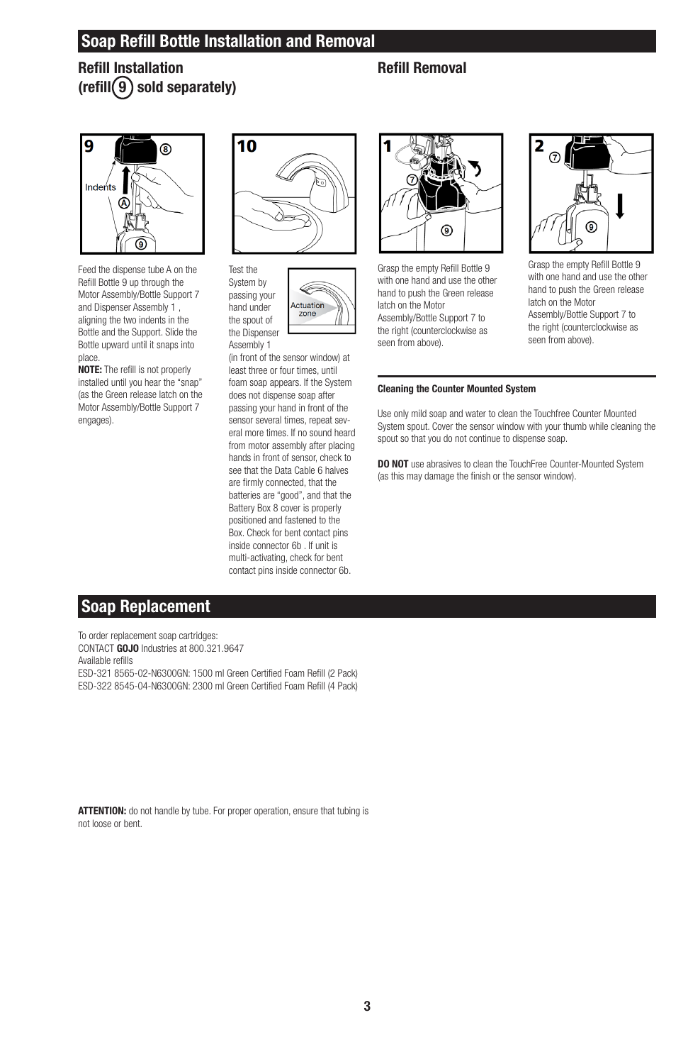## Soap Refill Bottle Installation and Removal

### Refill Installation (refill 9 sold separately)

**9**

Feed the dispense tube A on the Refill Bottle 9 up through the Motor Assembly/Bottle Support 7 and Dispenser Assembly 1 , aligning the two indents in the Bottle and the Support. Slide the Bottle upward until it snaps into place.

**NOTE:** The refill is not properly installed until you hear the "snap" (as the Green release latch on the Motor Assembly/Bottle Support 7 engages).

**10**

Test the System by passing your hand under the spout of the Dispenser Assembly 1 (in front of the sensor window) at least three or four times, until foam soap appears. If the System does not dispense soap after passing your hand in front of the sensor several times, repeat several more times. If no sound heard from motor assembly after placing hands in front of sensor, check to see that the Data Cable 6 halves are firmly connected, that the batteries are "good", and that the Battery Box 8 cover is properly positioned and fastened to the Box. Check for bent contact pins inside connector 6b . If unit is multi-activating, check for bent contact pins inside connector 6b.

### Refill Removal

**1**

Grasp the empty Refill Bottle 9 with one hand and use the other hand to push the Green release latch on the Motor Assembly/Bottle Support 7 to the right (counterclockwise as seen from above).

**2**

Grasp the empty Refill Bottle 9 with one hand and use the other hand to push the Green release latch on the Motor Assembly/Bottle Support 7 to the right (counterclockwise as seen from above).

**Cleaning the Counter Mounted System**

Use only mild soap and water to clean the Touchfree Counter Mounted System spout. Cover the sensor window with your thumb while cleaning the spout so that you do not continue to dispense soap.

**DO NOT** use abrasives to clean the TouchFree Counter-Mounted System (as this may damage the finish or the sensor window).

## Soap Replacement

To order replacement soap cartridges:
CONTACT **GOJO** Industries at 800.321.9647
Available refills
ESD-321 8565-02-N6300GN: 1500 ml Green Certified Foam Refill (2 Pack)
ESD-322 8545-04-N6300GN: 2300 ml Green Certified Foam Refill (4 Pack)

**ATTENTION:** do not handle by tube. For proper operation, ensure that tubing is not loose or bent.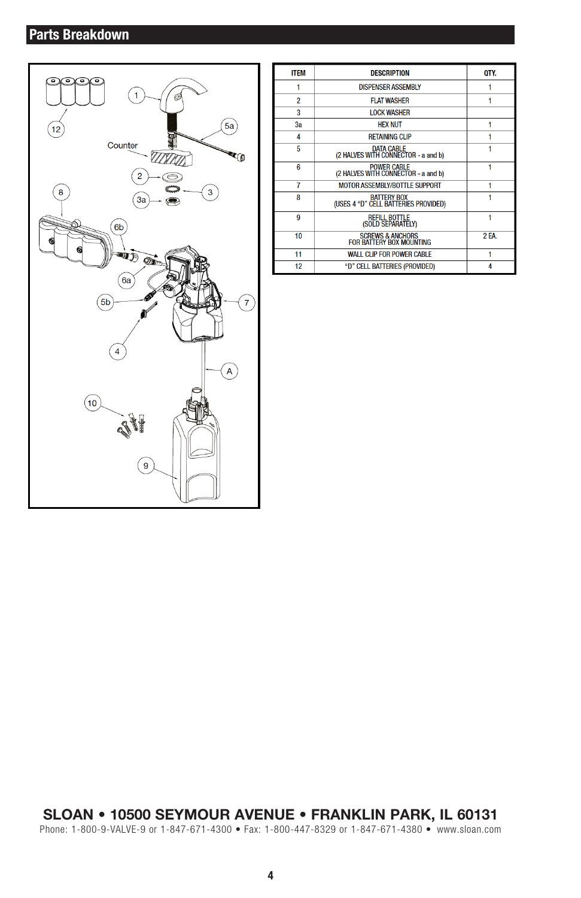## Parts Breakdown

12

1

Counter

5a

2

3

3a

8

6b

6a

5b

7

4

A

10

9

| ITEM | DESCRIPTION | QTY. |
| --- | --- | --- |
| 1 | DISPENSER ASSEMBLY | 1 |
| 2 | FLAT WASHER | 1 |
| 3 | LOCK WASHER | |
| 3a | HEX NUT | 1 |
| 4 | RETAINING CLIP | 1 |
| 5 | DATA CABLE (2 HALVES WITH CONNECTOR - a and b) | 1 |
| 6 | POWER CABLE (2 HALVES WITH CONNECTOR - a and b) | 1 |
| 7 | MOTOR ASSEMBLY/BOTTLE SUPPORT | 1 |
| 8 | BATTERY BOX (USES 4 "D" CELL BATTERIES PROVIDED) | 1 |
| 9 | REFILL BOTTLE (SOLD SEPARATELY) | 1 |
| 10 | SCREWS & ANCHORS FOR BATTERY BOX MOUNTING | 2 EA. |
| 11 | WALL CLIP FOR POWER CABLE | 1 |
| 12 | "D" CELL BATTERIES (PROVIDED) | 4 |

**SLOAN • 10500 SEYMOUR AVENUE • FRANKLIN PARK, IL 60131**

Phone: 1-800-9-VALVE-9 or 1-847-671-4300 • Fax: 1-800-447-8329 or 1-847-671-4380 • www.sloan.com